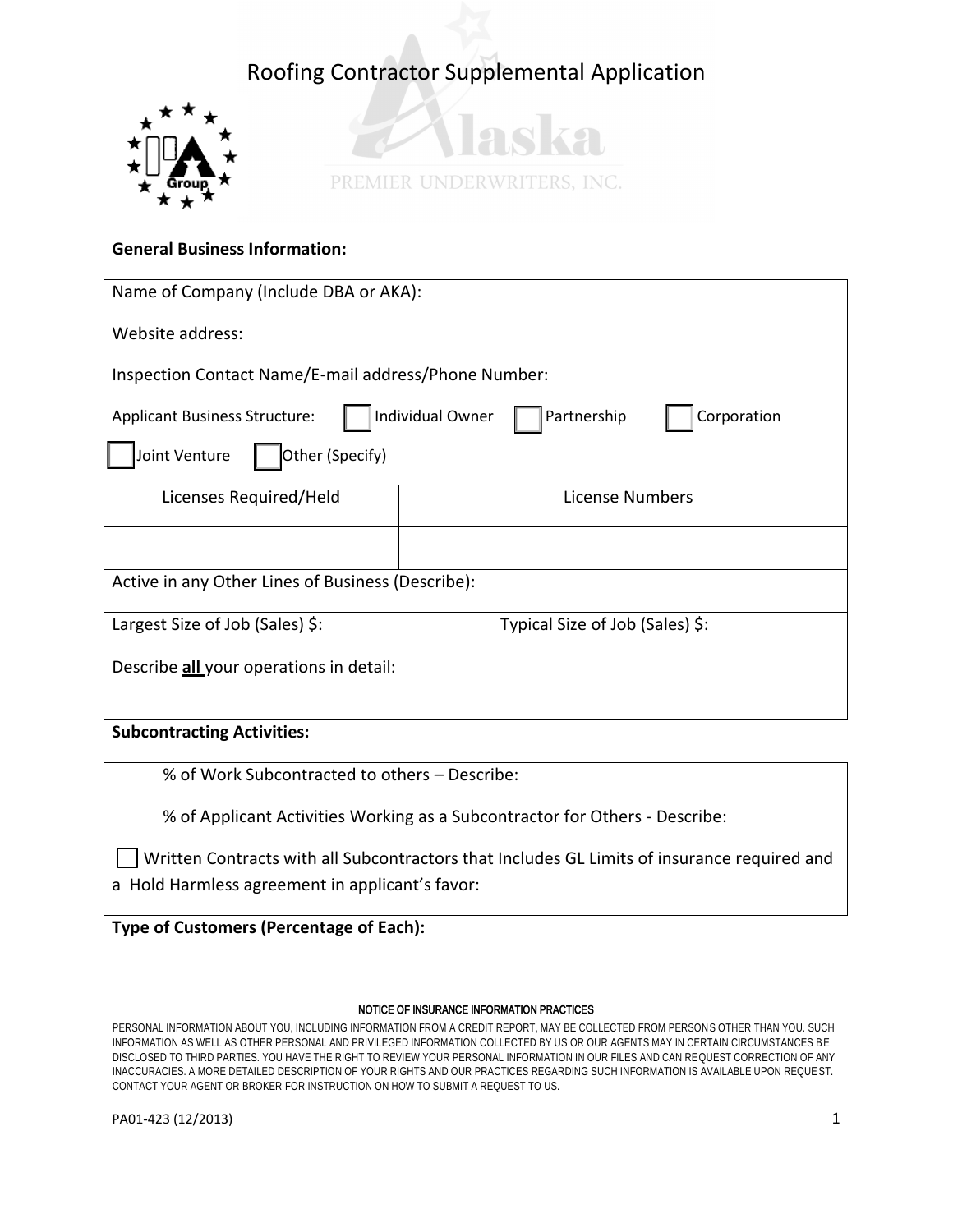# Roofing Contractor Supplemental Application

Alaska Premier Underwriters, Inc.

**General Business Information:**

Name of Company (Include DBA or AKA):

Website address:

Inspection Contact Name/E-mail address/Phone Number:

Applicant Business Structure: ☐ Individual Owner ☐ Partnership ☐ Corporation ☐ Joint Venture ☐ Other (Specify)

| Licenses Required/Held | License Numbers |
|---|---|
| | |

Active in any Other Lines of Business (Describe):

Largest Size of Job (Sales) $: Typical Size of Job (Sales) $:

Describe **all** your operations in detail:

**Subcontracting Activities:**

% of Work Subcontracted to others – Describe:

% of Applicant Activities Working as a Subcontractor for Others - Describe:

☐ Written Contracts with all Subcontractors that Includes GL Limits of insurance required and a Hold Harmless agreement in applicant's favor:

**Type of Customers (Percentage of Each):**

NOTICE OF INSURANCE INFORMATION PRACTICES

PERSONAL INFORMATION ABOUT YOU, INCLUDING INFORMATION FROM A CREDIT REPORT, MAY BE COLLECTED FROM PERSONS OTHER THAN YOU. SUCH INFORMATION AS WELL AS OTHER PERSONAL AND PRIVILEGED INFORMATION COLLECTED BY US OR OUR AGENTS MAY IN CERTAIN CIRCUMSTANCES BE DISCLOSED TO THIRD PARTIES. YOU HAVE THE RIGHT TO REVIEW YOUR PERSONAL INFORMATION IN OUR FILES AND CAN REQUEST CORRECTION OF ANY INACCURACIES. A MORE DETAILED DESCRIPTION OF YOUR RIGHTS AND OUR PRACTICES REGARDING SUCH INFORMATION IS AVAILABLE UPON REQUEST. CONTACT YOUR AGENT OR BROKER FOR INSTRUCTION ON HOW TO SUBMIT A REQUEST TO US.

PA01-423 (12/2013)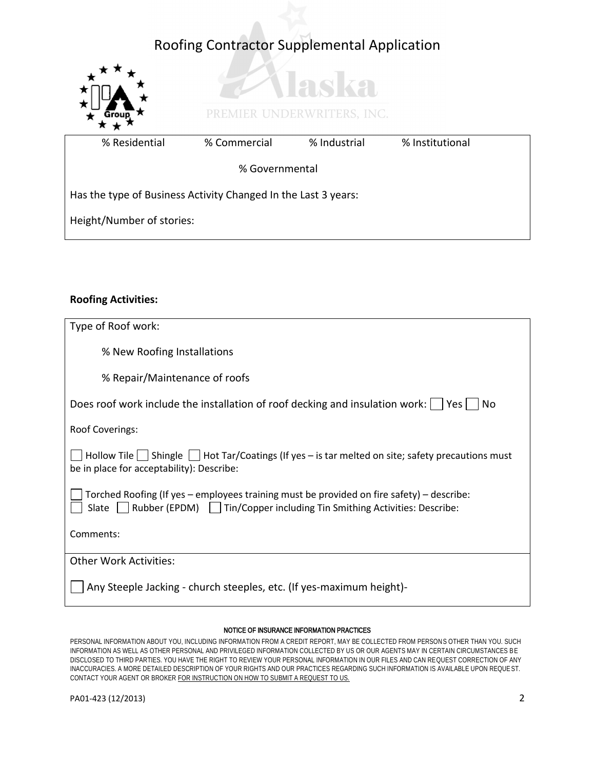# Roofing Contractor Supplemental Application

PREMIER UNDERWRITERS, INC.

% Residential   % Commercial   % Industrial   % Institutional

% Governmental

Has the type of Business Activity Changed In the Last 3 years:

Height/Number of stories:

**Roofing Activities:**

Type of Roof work:

% New Roofing Installations

% Repair/Maintenance of roofs

Does roof work include the installation of roof decking and insulation work: ☐ Yes ☐ No

Roof Coverings:

☐ Hollow Tile ☐ Shingle ☐ Hot Tar/Coatings (If yes – is tar melted on site; safety precautions must be in place for acceptability): Describe:

☐ Torched Roofing (If yes – employees training must be provided on fire safety) – describe:
☐ Slate ☐ Rubber (EPDM) ☐ Tin/Copper including Tin Smithing Activities: Describe:

Comments:

Other Work Activities:

☐ Any Steeple Jacking - church steeples, etc. (If yes-maximum height)-

NOTICE OF INSURANCE INFORMATION PRACTICES

PERSONAL INFORMATION ABOUT YOU, INCLUDING INFORMATION FROM A CREDIT REPORT, MAY BE COLLECTED FROM PERSONS OTHER THAN YOU. SUCH INFORMATION AS WELL AS OTHER PERSONAL AND PRIVILEGED INFORMATION COLLECTED BY US OR OUR AGENTS MAY IN CERTAIN CIRCUMSTANCES BE DISCLOSED TO THIRD PARTIES. YOU HAVE THE RIGHT TO REVIEW YOUR PERSONAL INFORMATION IN OUR FILES AND CAN REQUEST CORRECTION OF ANY INACCURACIES. A MORE DETAILED DESCRIPTION OF YOUR RIGHTS AND OUR PRACTICES REGARDING SUCH INFORMATION IS AVAILABLE UPON REQUEST. CONTACT YOUR AGENT OR BROKER FOR INSTRUCTION ON HOW TO SUBMIT A REQUEST TO US.

PA01-423 (12/2013)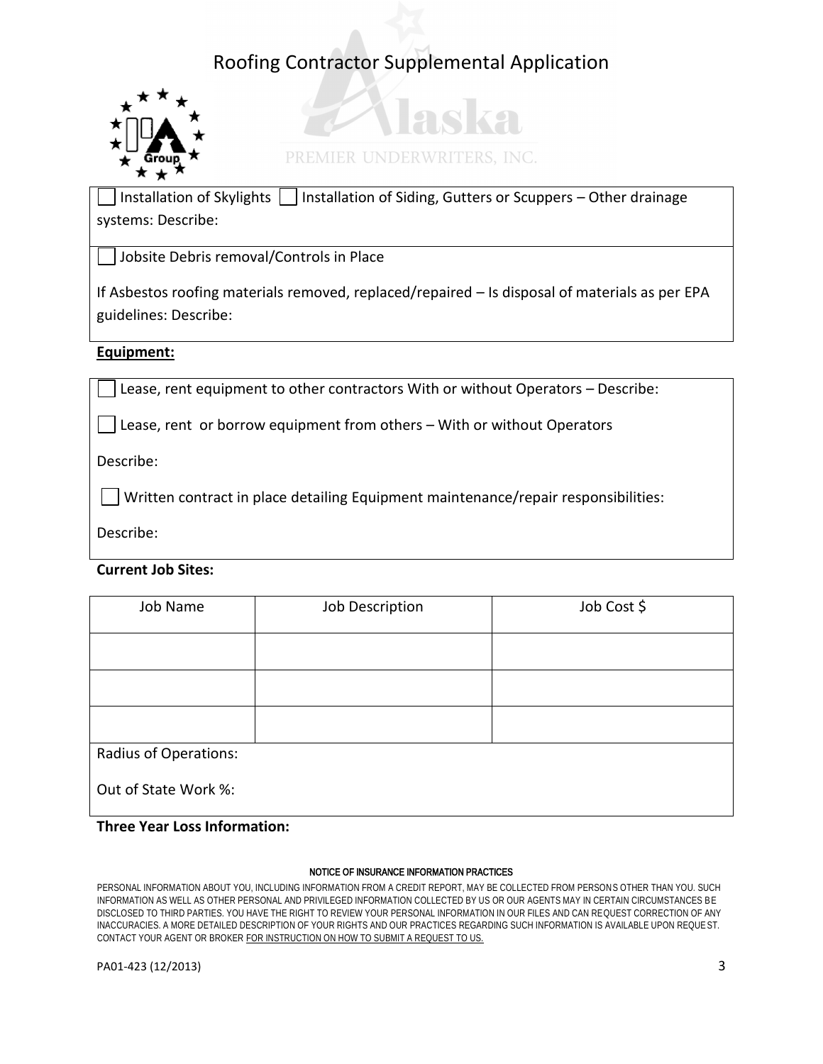# Roofing Contractor Supplemental Application

Alaska
PREMIER UNDERWRITERS, INC.

☐ Installation of Skylights ☐ Installation of Siding, Gutters or Scuppers – Other drainage systems: Describe:

☐ Jobsite Debris removal/Controls in Place

If Asbestos roofing materials removed, replaced/repaired – Is disposal of materials as per EPA guidelines: Describe:

**Equipment:**

☐ Lease, rent equipment to other contractors With or without Operators – Describe:

☐ Lease, rent or borrow equipment from others – With or without Operators

Describe:

☐ Written contract in place detailing Equipment maintenance/repair responsibilities:

Describe:

**Current Job Sites:**

| Job Name | Job Description | Job Cost $ |
| --- | --- | --- |
| | | |
| | | |
| | | |

Radius of Operations:

Out of State Work %:

**Three Year Loss Information:**

NOTICE OF INSURANCE INFORMATION PRACTICES

PERSONAL INFORMATION ABOUT YOU, INCLUDING INFORMATION FROM A CREDIT REPORT, MAY BE COLLECTED FROM PERSONS OTHER THAN YOU. SUCH INFORMATION AS WELL AS OTHER PERSONAL AND PRIVILEGED INFORMATION COLLECTED BY US OR OUR AGENTS MAY IN CERTAIN CIRCUMSTANCES BE DISCLOSED TO THIRD PARTIES. YOU HAVE THE RIGHT TO REVIEW YOUR PERSONAL INFORMATION IN OUR FILES AND CAN REQUEST CORRECTION OF ANY INACCURACIES. A MORE DETAILED DESCRIPTION OF YOUR RIGHTS AND OUR PRACTICES REGARDING SUCH INFORMATION IS AVAILABLE UPON REQUEST. CONTACT YOUR AGENT OR BROKER FOR INSTRUCTION ON HOW TO SUBMIT A REQUEST TO US.

PA01-423 (12/2013)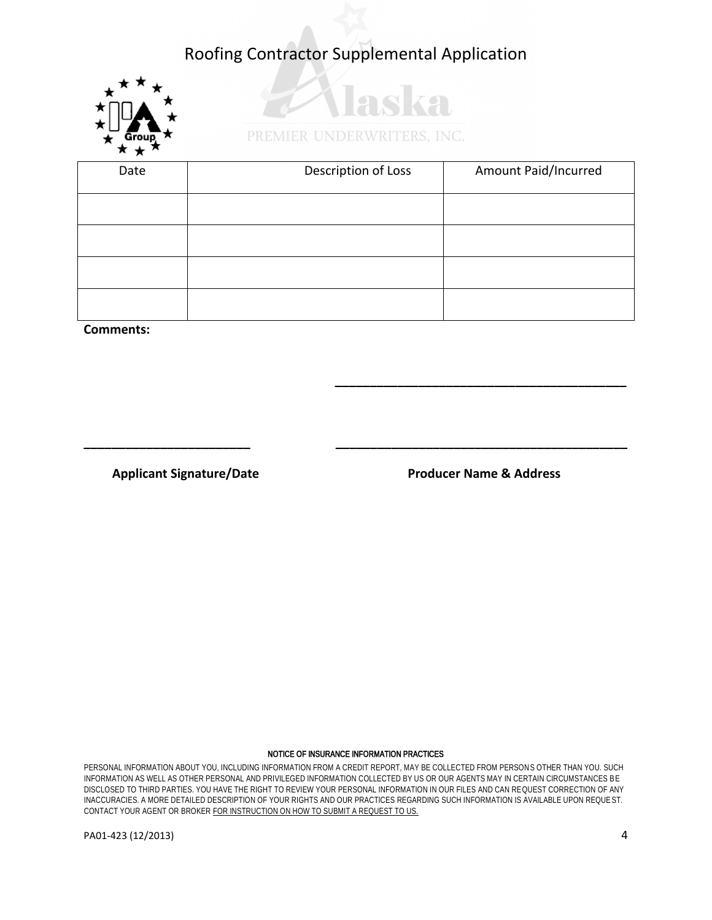# Roofing Contractor Supplemental Application

Alaska

PREMIER UNDERWRITERS, INC.

| Date | Description of Loss | Amount Paid/Incurred |
|---|---|---|
| | | |
| | | |
| | | |
| | | |

**Comments:**

\_\_\_\_\_\_\_\_\_\_\_\_\_\_\_\_\_\_\_\_\_\_\_\_\_\_\_\_\_\_\_\_\_\_\_\_\_\_\_\_\_

\_\_\_\_\_\_\_\_\_\_\_\_\_\_\_\_\_\_\_\_\_\_\_\_ \_\_\_\_\_\_\_\_\_\_\_\_\_\_\_\_\_\_\_\_\_\_\_\_\_\_\_\_\_\_\_\_\_\_\_\_\_\_\_\_\_

**Applicant Signature/Date** **Producer Name & Address**

NOTICE OF INSURANCE INFORMATION PRACTICES

PERSONAL INFORMATION ABOUT YOU, INCLUDING INFORMATION FROM A CREDIT REPORT, MAY BE COLLECTED FROM PERSONS OTHER THAN YOU. SUCH INFORMATION AS WELL AS OTHER PERSONAL AND PRIVILEGED INFORMATION COLLECTED BY US OR OUR AGENTS MAY IN CERTAIN CIRCUMSTANCES BE DISCLOSED TO THIRD PARTIES. YOU HAVE THE RIGHT TO REVIEW YOUR PERSONAL INFORMATION IN OUR FILES AND CAN REQUEST CORRECTION OF ANY INACCURACIES. A MORE DETAILED DESCRIPTION OF YOUR RIGHTS AND OUR PRACTICES REGARDING SUCH INFORMATION IS AVAILABLE UPON REQUEST. CONTACT YOUR AGENT OR BROKER FOR INSTRUCTION ON HOW TO SUBMIT A REQUEST TO US.

PA01-423 (12/2013)